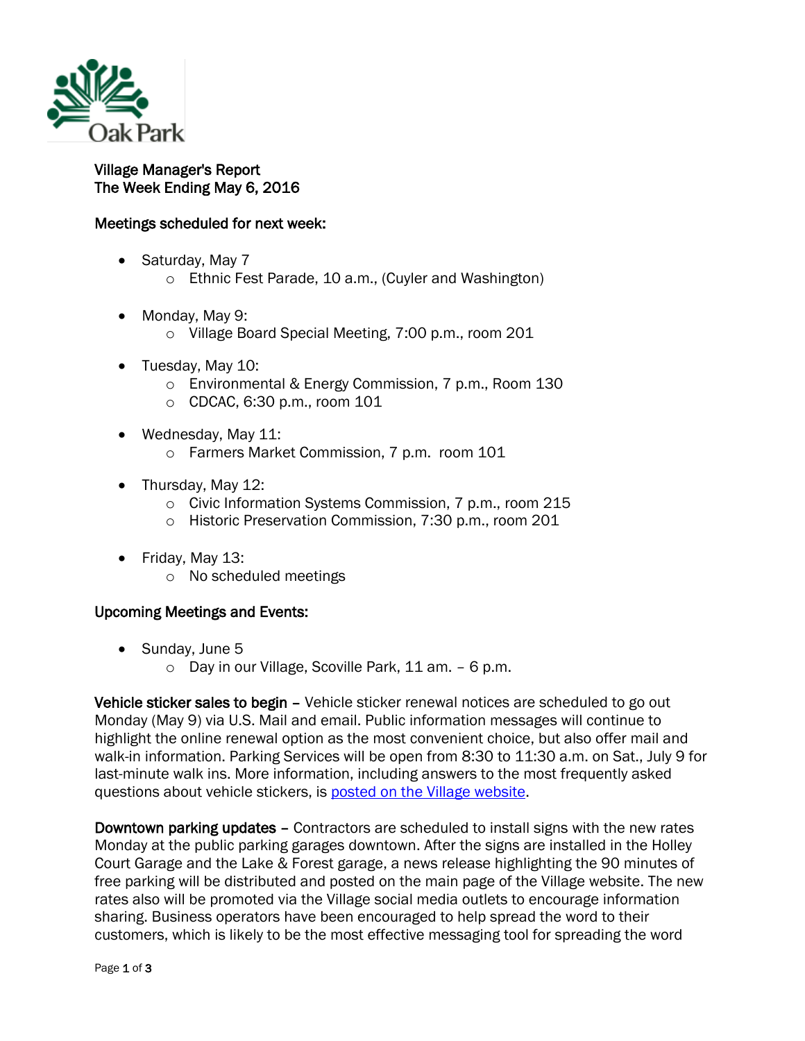Oak Park

# Village Manager's Report
## The Week Ending May 6, 2016

### Meetings scheduled for next week:

- Saturday, May 7
  - Ethnic Fest Parade, 10 a.m., (Cuyler and Washington)
- Monday, May 9:
  - Village Board Special Meeting, 7:00 p.m., room 201
- Tuesday, May 10:
  - Environmental & Energy Commission, 7 p.m., Room 130
  - CDCAC, 6:30 p.m., room 101
- Wednesday, May 11:
  - Farmers Market Commission, 7 p.m. room 101
- Thursday, May 12:
  - Civic Information Systems Commission, 7 p.m., room 215
  - Historic Preservation Commission, 7:30 p.m., room 201
- Friday, May 13:
  - No scheduled meetings

### Upcoming Meetings and Events:

- Sunday, June 5
  - Day in our Village, Scoville Park, 11 am. – 6 p.m.

**Vehicle sticker sales to begin** – Vehicle sticker renewal notices are scheduled to go out Monday (May 9) via U.S. Mail and email. Public information messages will continue to highlight the online renewal option as the most convenient choice, but also offer mail and walk-in information. Parking Services will be open from 8:30 to 11:30 a.m. on Sat., July 9 for last-minute walk ins. More information, including answers to the most frequently asked questions about vehicle stickers, is posted on the Village website.

**Downtown parking updates** – Contractors are scheduled to install signs with the new rates Monday at the public parking garages downtown. After the signs are installed in the Holley Court Garage and the Lake & Forest garage, a news release highlighting the 90 minutes of free parking will be distributed and posted on the main page of the Village website. The new rates also will be promoted via the Village social media outlets to encourage information sharing. Business operators have been encouraged to help spread the word to their customers, which is likely to be the most effective messaging tool for spreading the word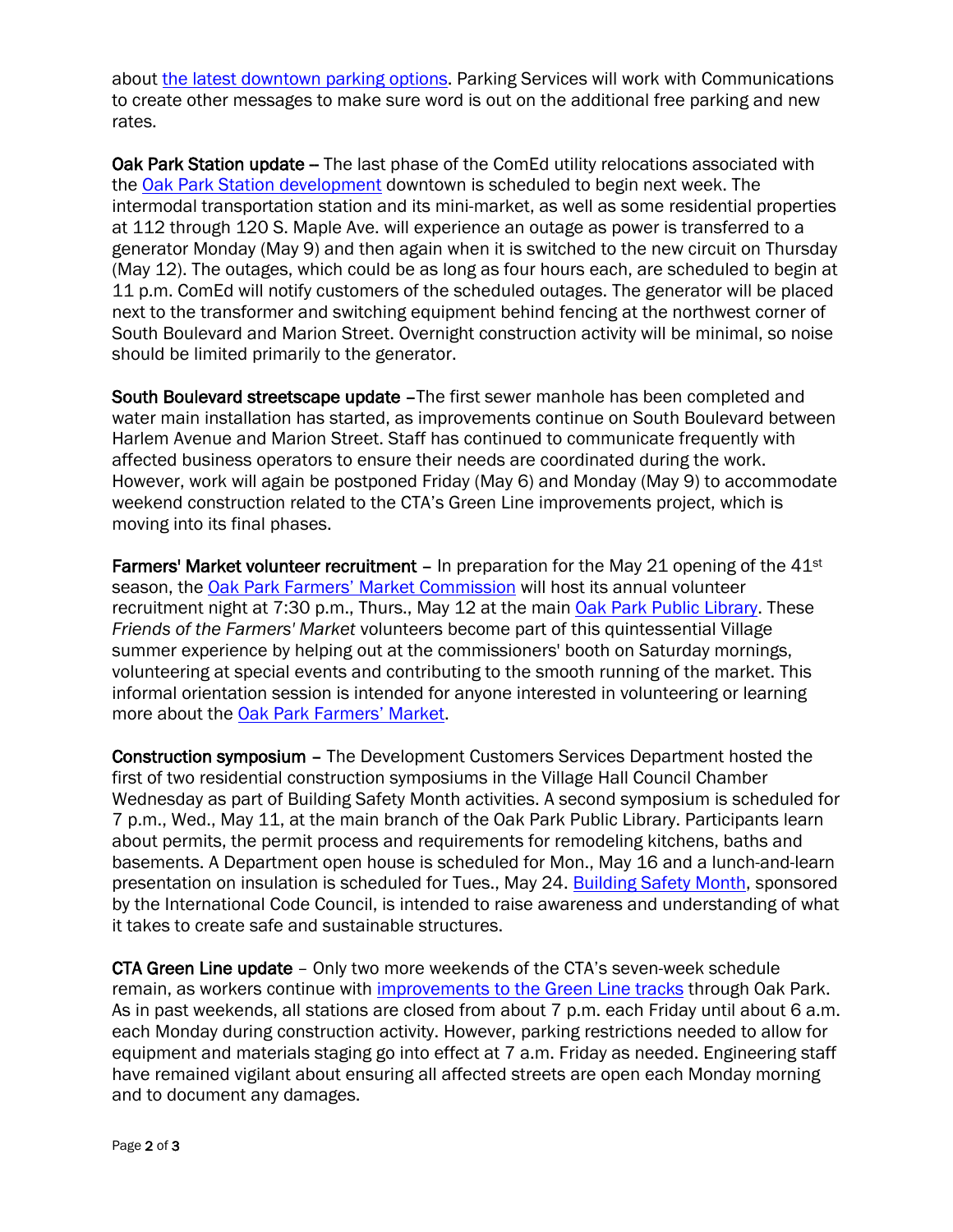about [the latest downtown parking options](). Parking Services will work with Communications to create other messages to make sure word is out on the additional free parking and new rates.

**Oak Park Station update –** The last phase of the ComEd utility relocations associated with the [Oak Park Station development]() downtown is scheduled to begin next week. The intermodal transportation station and its mini-market, as well as some residential properties at 112 through 120 S. Maple Ave. will experience an outage as power is transferred to a generator Monday (May 9) and then again when it is switched to the new circuit on Thursday (May 12). The outages, which could be as long as four hours each, are scheduled to begin at 11 p.m. ComEd will notify customers of the scheduled outages. The generator will be placed next to the transformer and switching equipment behind fencing at the northwest corner of South Boulevard and Marion Street. Overnight construction activity will be minimal, so noise should be limited primarily to the generator.

**South Boulevard streetscape update –**The first sewer manhole has been completed and water main installation has started, as improvements continue on South Boulevard between Harlem Avenue and Marion Street. Staff has continued to communicate frequently with affected business operators to ensure their needs are coordinated during the work. However, work will again be postponed Friday (May 6) and Monday (May 9) to accommodate weekend construction related to the CTA's Green Line improvements project, which is moving into its final phases.

**Farmers' Market volunteer recruitment –** In preparation for the May 21 opening of the 41st season, the [Oak Park Farmers' Market Commission]() will host its annual volunteer recruitment night at 7:30 p.m., Thurs., May 12 at the main [Oak Park Public Library](). These *Friends of the Farmers' Market* volunteers become part of this quintessential Village summer experience by helping out at the commissioners' booth on Saturday mornings, volunteering at special events and contributing to the smooth running of the market. This informal orientation session is intended for anyone interested in volunteering or learning more about the [Oak Park Farmers' Market]().

**Construction symposium –** The Development Customers Services Department hosted the first of two residential construction symposiums in the Village Hall Council Chamber Wednesday as part of Building Safety Month activities. A second symposium is scheduled for 7 p.m., Wed., May 11, at the main branch of the Oak Park Public Library. Participants learn about permits, the permit process and requirements for remodeling kitchens, baths and basements. A Department open house is scheduled for Mon., May 16 and a lunch-and-learn presentation on insulation is scheduled for Tues., May 24. [Building Safety Month](), sponsored by the International Code Council, is intended to raise awareness and understanding of what it takes to create safe and sustainable structures.

**CTA Green Line update –** Only two more weekends of the CTA's seven-week schedule remain, as workers continue with [improvements to the Green Line tracks]() through Oak Park. As in past weekends, all stations are closed from about 7 p.m. each Friday until about 6 a.m. each Monday during construction activity. However, parking restrictions needed to allow for equipment and materials staging go into effect at 7 a.m. Friday as needed. Engineering staff have remained vigilant about ensuring all affected streets are open each Monday morning and to document any damages.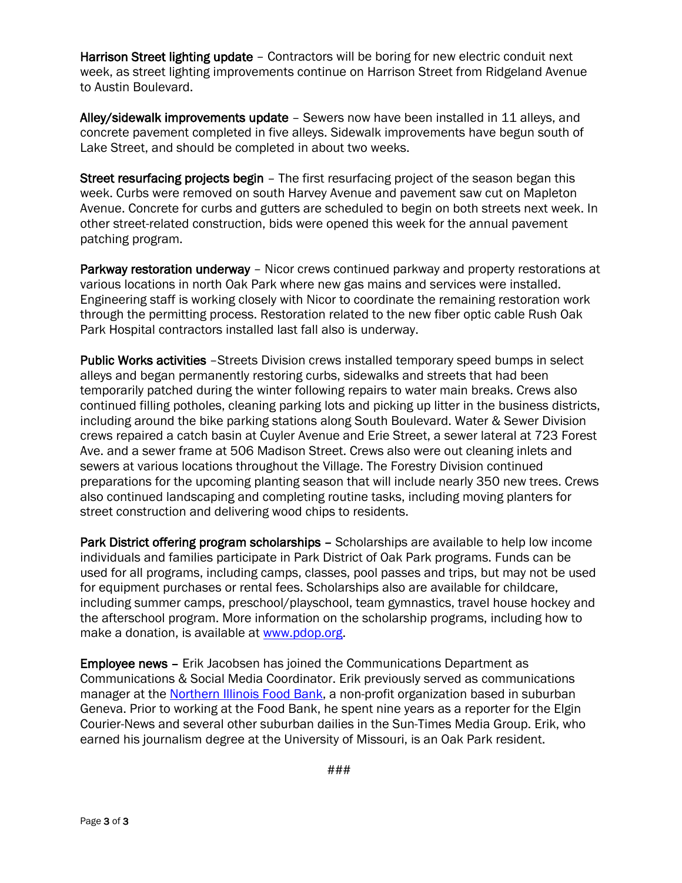**Harrison Street lighting update** – Contractors will be boring for new electric conduit next week, as street lighting improvements continue on Harrison Street from Ridgeland Avenue to Austin Boulevard.

**Alley/sidewalk improvements update** – Sewers now have been installed in 11 alleys, and concrete pavement completed in five alleys. Sidewalk improvements have begun south of Lake Street, and should be completed in about two weeks.

**Street resurfacing projects begin** – The first resurfacing project of the season began this week. Curbs were removed on south Harvey Avenue and pavement saw cut on Mapleton Avenue. Concrete for curbs and gutters are scheduled to begin on both streets next week. In other street-related construction, bids were opened this week for the annual pavement patching program.

**Parkway restoration underway** – Nicor crews continued parkway and property restorations at various locations in north Oak Park where new gas mains and services were installed. Engineering staff is working closely with Nicor to coordinate the remaining restoration work through the permitting process. Restoration related to the new fiber optic cable Rush Oak Park Hospital contractors installed last fall also is underway.

**Public Works activities** –Streets Division crews installed temporary speed bumps in select alleys and began permanently restoring curbs, sidewalks and streets that had been temporarily patched during the winter following repairs to water main breaks. Crews also continued filling potholes, cleaning parking lots and picking up litter in the business districts, including around the bike parking stations along South Boulevard. Water & Sewer Division crews repaired a catch basin at Cuyler Avenue and Erie Street, a sewer lateral at 723 Forest Ave. and a sewer frame at 506 Madison Street. Crews also were out cleaning inlets and sewers at various locations throughout the Village. The Forestry Division continued preparations for the upcoming planting season that will include nearly 350 new trees. Crews also continued landscaping and completing routine tasks, including moving planters for street construction and delivering wood chips to residents.

**Park District offering program scholarships** – Scholarships are available to help low income individuals and families participate in Park District of Oak Park programs. Funds can be used for all programs, including camps, classes, pool passes and trips, but may not be used for equipment purchases or rental fees. Scholarships also are available for childcare, including summer camps, preschool/playschool, team gymnastics, travel house hockey and the afterschool program. More information on the scholarship programs, including how to make a donation, is available at [www.pdop.org](http://www.pdop.org).

**Employee news** – Erik Jacobsen has joined the Communications Department as Communications & Social Media Coordinator. Erik previously served as communications manager at the [Northern Illinois Food Bank](), a non-profit organization based in suburban Geneva. Prior to working at the Food Bank, he spent nine years as a reporter for the Elgin Courier-News and several other suburban dailies in the Sun-Times Media Group. Erik, who earned his journalism degree at the University of Missouri, is an Oak Park resident.

###